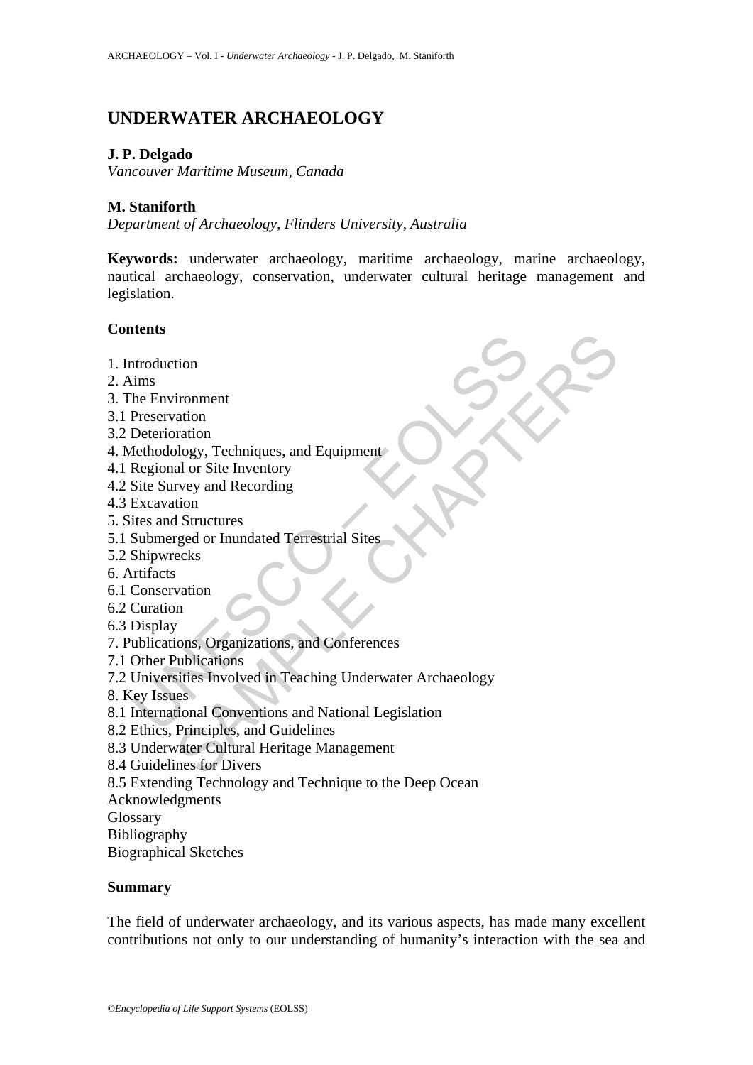# UNDERWATER ARCHAEOLOGY

**J. P. Delgado**
*Vancouver Maritime Museum, Canada*

**M. Staniforth**
*Department of Archaeology, Flinders University, Australia*

**Keywords:** underwater archaeology, maritime archaeology, marine archaeology, nautical archaeology, conservation, underwater cultural heritage management and legislation.

## Contents

1. Introduction
2. Aims
3. The Environment
3.1 Preservation
3.2 Deterioration
4. Methodology, Techniques, and Equipment
4.1 Regional or Site Inventory
4.2 Site Survey and Recording
4.3 Excavation
5. Sites and Structures
5.1 Submerged or Inundated Terrestrial Sites
5.2 Shipwrecks
6. Artifacts
6.1 Conservation
6.2 Curation
6.3 Display
7. Publications, Organizations, and Conferences
7.1 Other Publications
7.2 Universities Involved in Teaching Underwater Archaeology
8. Key Issues
8.1 International Conventions and National Legislation
8.2 Ethics, Principles, and Guidelines
8.3 Underwater Cultural Heritage Management
8.4 Guidelines for Divers
8.5 Extending Technology and Technique to the Deep Ocean
Acknowledgments
Glossary
Bibliography
Biographical Sketches

## Summary

The field of underwater archaeology, and its various aspects, has made many excellent contributions not only to our understanding of humanity's interaction with the sea and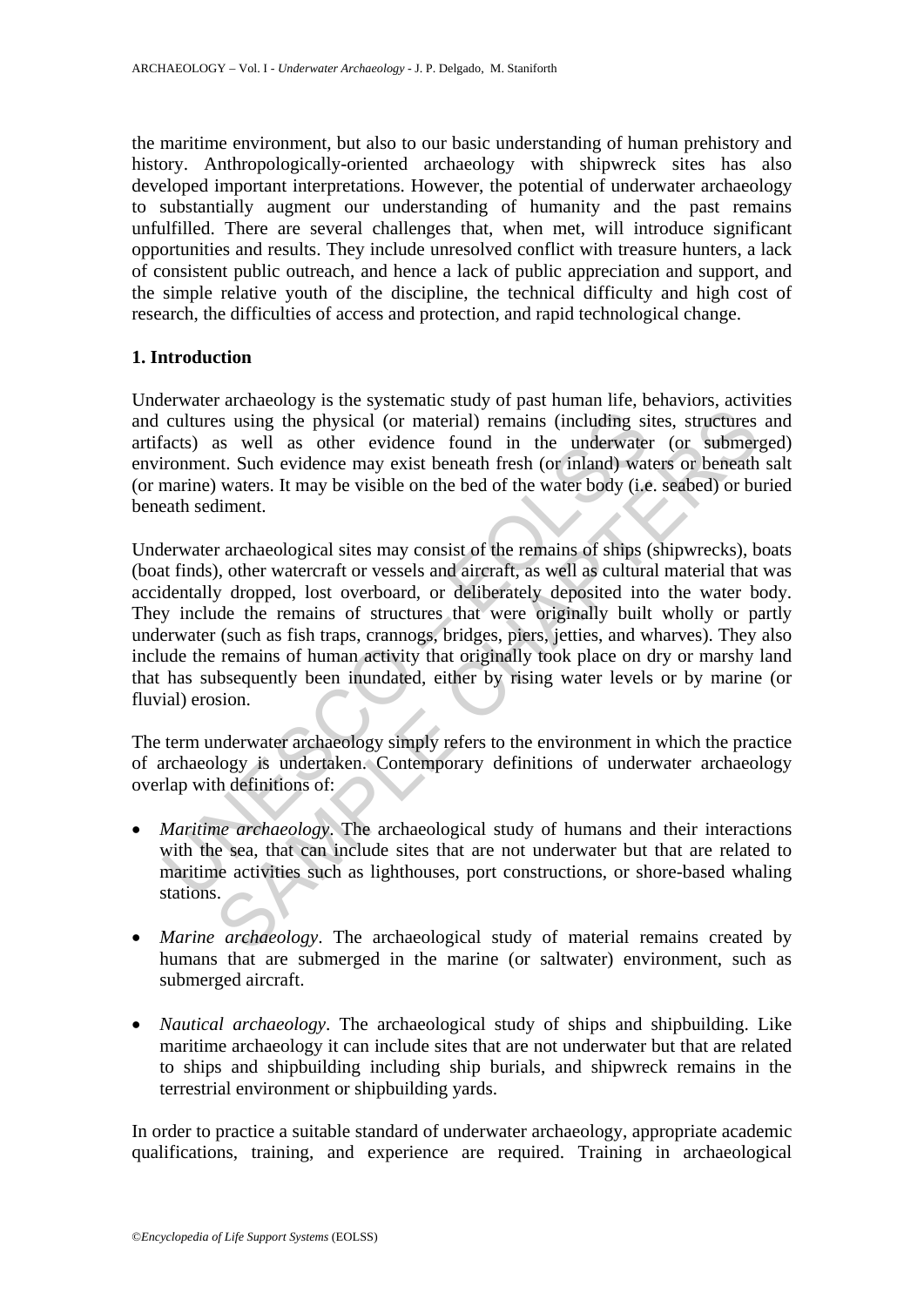the maritime environment, but also to our basic understanding of human prehistory and history. Anthropologically-oriented archaeology with shipwreck sites has also developed important interpretations. However, the potential of underwater archaeology to substantially augment our understanding of humanity and the past remains unfulfilled. There are several challenges that, when met, will introduce significant opportunities and results. They include unresolved conflict with treasure hunters, a lack of consistent public outreach, and hence a lack of public appreciation and support, and the simple relative youth of the discipline, the technical difficulty and high cost of research, the difficulties of access and protection, and rapid technological change.

## 1. Introduction

Underwater archaeology is the systematic study of past human life, behaviors, activities and cultures using the physical (or material) remains (including sites, structures and artifacts) as well as other evidence found in the underwater (or submerged) environment. Such evidence may exist beneath fresh (or inland) waters or beneath salt (or marine) waters. It may be visible on the bed of the water body (i.e. seabed) or buried beneath sediment.

Underwater archaeological sites may consist of the remains of ships (shipwrecks), boats (boat finds), other watercraft or vessels and aircraft, as well as cultural material that was accidentally dropped, lost overboard, or deliberately deposited into the water body. They include the remains of structures that were originally built wholly or partly underwater (such as fish traps, crannogs, bridges, piers, jetties, and wharves). They also include the remains of human activity that originally took place on dry or marshy land that has subsequently been inundated, either by rising water levels or by marine (or fluvial) erosion.

The term underwater archaeology simply refers to the environment in which the practice of archaeology is undertaken. Contemporary definitions of underwater archaeology overlap with definitions of:

- *Maritime archaeology*. The archaeological study of humans and their interactions with the sea, that can include sites that are not underwater but that are related to maritime activities such as lighthouses, port constructions, or shore-based whaling stations.

- *Marine archaeology*. The archaeological study of material remains created by humans that are submerged in the marine (or saltwater) environment, such as submerged aircraft.

- *Nautical archaeology*. The archaeological study of ships and shipbuilding. Like maritime archaeology it can include sites that are not underwater but that are related to ships and shipbuilding including ship burials, and shipwreck remains in the terrestrial environment or shipbuilding yards.

In order to practice a suitable standard of underwater archaeology, appropriate academic qualifications, training, and experience are required. Training in archaeological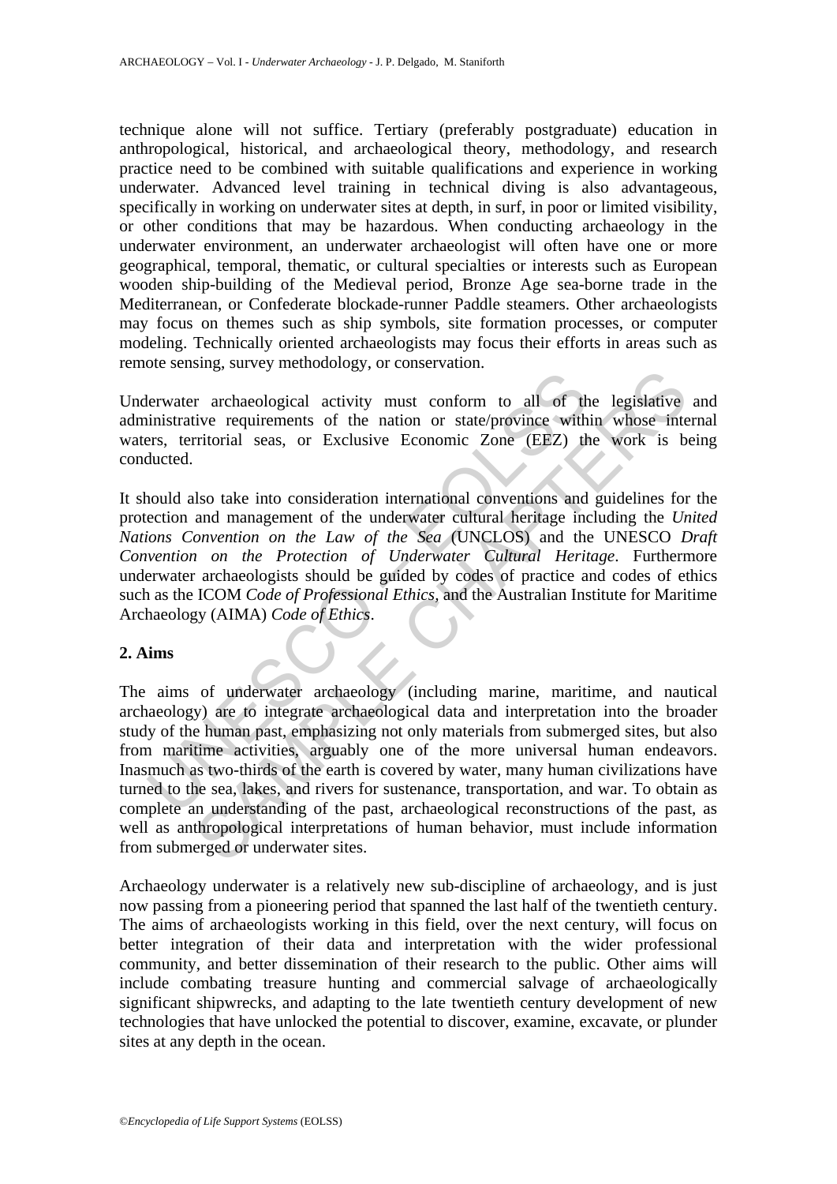technique alone will not suffice. Tertiary (preferably postgraduate) education in anthropological, historical, and archaeological theory, methodology, and research practice need to be combined with suitable qualifications and experience in working underwater. Advanced level training in technical diving is also advantageous, specifically in working on underwater sites at depth, in surf, in poor or limited visibility, or other conditions that may be hazardous. When conducting archaeology in the underwater environment, an underwater archaeologist will often have one or more geographical, temporal, thematic, or cultural specialties or interests such as European wooden ship-building of the Medieval period, Bronze Age sea-borne trade in the Mediterranean, or Confederate blockade-runner Paddle steamers. Other archaeologists may focus on themes such as ship symbols, site formation processes, or computer modeling. Technically oriented archaeologists may focus their efforts in areas such as remote sensing, survey methodology, or conservation.

Underwater archaeological activity must conform to all of the legislative and administrative requirements of the nation or state/province within whose internal waters, territorial seas, or Exclusive Economic Zone (EEZ) the work is being conducted.

It should also take into consideration international conventions and guidelines for the protection and management of the underwater cultural heritage including the *United Nations Convention on the Law of the Sea* (UNCLOS) and the UNESCO *Draft Convention on the Protection of Underwater Cultural Heritage*. Furthermore underwater archaeologists should be guided by codes of practice and codes of ethics such as the ICOM *Code of Professional Ethics*, and the Australian Institute for Maritime Archaeology (AIMA) *Code of Ethics*.

## 2. Aims

The aims of underwater archaeology (including marine, maritime, and nautical archaeology) are to integrate archaeological data and interpretation into the broader study of the human past, emphasizing not only materials from submerged sites, but also from maritime activities, arguably one of the more universal human endeavors. Inasmuch as two-thirds of the earth is covered by water, many human civilizations have turned to the sea, lakes, and rivers for sustenance, transportation, and war. To obtain as complete an understanding of the past, archaeological reconstructions of the past, as well as anthropological interpretations of human behavior, must include information from submerged or underwater sites.

Archaeology underwater is a relatively new sub-discipline of archaeology, and is just now passing from a pioneering period that spanned the last half of the twentieth century. The aims of archaeologists working in this field, over the next century, will focus on better integration of their data and interpretation with the wider professional community, and better dissemination of their research to the public. Other aims will include combating treasure hunting and commercial salvage of archaeologically significant shipwrecks, and adapting to the late twentieth century development of new technologies that have unlocked the potential to discover, examine, excavate, or plunder sites at any depth in the ocean.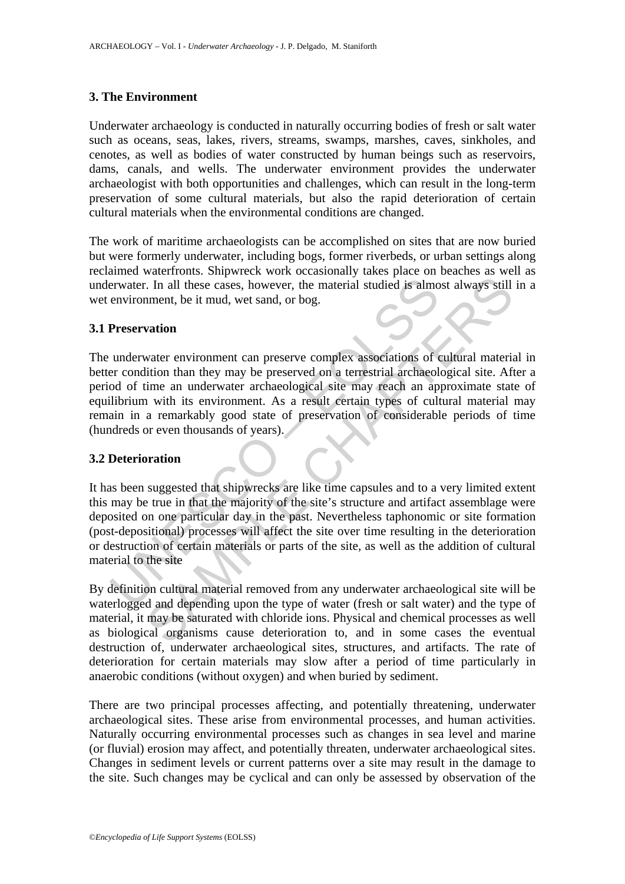## 3. The Environment

Underwater archaeology is conducted in naturally occurring bodies of fresh or salt water such as oceans, seas, lakes, rivers, streams, swamps, marshes, caves, sinkholes, and cenotes, as well as bodies of water constructed by human beings such as reservoirs, dams, canals, and wells. The underwater environment provides the underwater archaeologist with both opportunities and challenges, which can result in the long-term preservation of some cultural materials, but also the rapid deterioration of certain cultural materials when the environmental conditions are changed.

The work of maritime archaeologists can be accomplished on sites that are now buried but were formerly underwater, including bogs, former riverbeds, or urban settings along reclaimed waterfronts. Shipwreck work occasionally takes place on beaches as well as underwater. In all these cases, however, the material studied is almost always still in a wet environment, be it mud, wet sand, or bog.

### 3.1 Preservation

The underwater environment can preserve complex associations of cultural material in better condition than they may be preserved on a terrestrial archaeological site. After a period of time an underwater archaeological site may reach an approximate state of equilibrium with its environment. As a result certain types of cultural material may remain in a remarkably good state of preservation of considerable periods of time (hundreds or even thousands of years).

### 3.2 Deterioration

It has been suggested that shipwrecks are like time capsules and to a very limited extent this may be true in that the majority of the site's structure and artifact assemblage were deposited on one particular day in the past. Nevertheless taphonomic or site formation (post-depositional) processes will affect the site over time resulting in the deterioration or destruction of certain materials or parts of the site, as well as the addition of cultural material to the site

By definition cultural material removed from any underwater archaeological site will be waterlogged and depending upon the type of water (fresh or salt water) and the type of material, it may be saturated with chloride ions. Physical and chemical processes as well as biological organisms cause deterioration to, and in some cases the eventual destruction of, underwater archaeological sites, structures, and artifacts. The rate of deterioration for certain materials may slow after a period of time particularly in anaerobic conditions (without oxygen) and when buried by sediment.

There are two principal processes affecting, and potentially threatening, underwater archaeological sites. These arise from environmental processes, and human activities. Naturally occurring environmental processes such as changes in sea level and marine (or fluvial) erosion may affect, and potentially threaten, underwater archaeological sites. Changes in sediment levels or current patterns over a site may result in the damage to the site. Such changes may be cyclical and can only be assessed by observation of the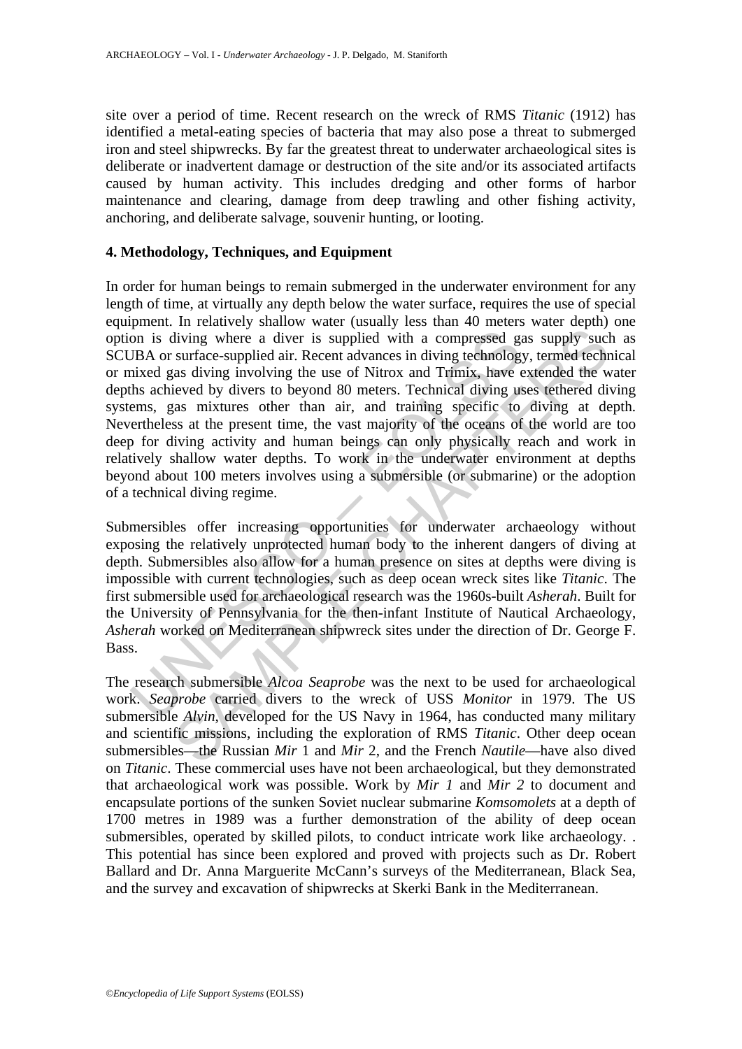site over a period of time. Recent research on the wreck of RMS *Titanic* (1912) has identified a metal-eating species of bacteria that may also pose a threat to submerged iron and steel shipwrecks. By far the greatest threat to underwater archaeological sites is deliberate or inadvertent damage or destruction of the site and/or its associated artifacts caused by human activity. This includes dredging and other forms of harbor maintenance and clearing, damage from deep trawling and other fishing activity, anchoring, and deliberate salvage, souvenir hunting, or looting.

## 4. Methodology, Techniques, and Equipment

In order for human beings to remain submerged in the underwater environment for any length of time, at virtually any depth below the water surface, requires the use of special equipment. In relatively shallow water (usually less than 40 meters water depth) one option is diving where a diver is supplied with a compressed gas supply such as SCUBA or surface-supplied air. Recent advances in diving technology, termed technical or mixed gas diving involving the use of Nitrox and Trimix, have extended the water depths achieved by divers to beyond 80 meters. Technical diving uses tethered diving systems, gas mixtures other than air, and training specific to diving at depth. Nevertheless at the present time, the vast majority of the oceans of the world are too deep for diving activity and human beings can only physically reach and work in relatively shallow water depths. To work in the underwater environment at depths beyond about 100 meters involves using a submersible (or submarine) or the adoption of a technical diving regime.

Submersibles offer increasing opportunities for underwater archaeology without exposing the relatively unprotected human body to the inherent dangers of diving at depth. Submersibles also allow for a human presence on sites at depths were diving is impossible with current technologies, such as deep ocean wreck sites like *Titanic*. The first submersible used for archaeological research was the 1960s-built *Asherah*. Built for the University of Pennsylvania for the then-infant Institute of Nautical Archaeology, *Asherah* worked on Mediterranean shipwreck sites under the direction of Dr. George F. Bass.

The research submersible *Alcoa Seaprobe* was the next to be used for archaeological work. *Seaprobe* carried divers to the wreck of USS *Monitor* in 1979. The US submersible *Alvin*, developed for the US Navy in 1964, has conducted many military and scientific missions, including the exploration of RMS *Titanic*. Other deep ocean submersibles—the Russian *Mir* 1 and *Mir* 2, and the French *Nautile*—have also dived on *Titanic*. These commercial uses have not been archaeological, but they demonstrated that archaeological work was possible. Work by *Mir 1* and *Mir 2* to document and encapsulate portions of the sunken Soviet nuclear submarine *Komsomolets* at a depth of 1700 metres in 1989 was a further demonstration of the ability of deep ocean submersibles, operated by skilled pilots, to conduct intricate work like archaeology. . This potential has since been explored and proved with projects such as Dr. Robert Ballard and Dr. Anna Marguerite McCann's surveys of the Mediterranean, Black Sea, and the survey and excavation of shipwrecks at Skerki Bank in the Mediterranean.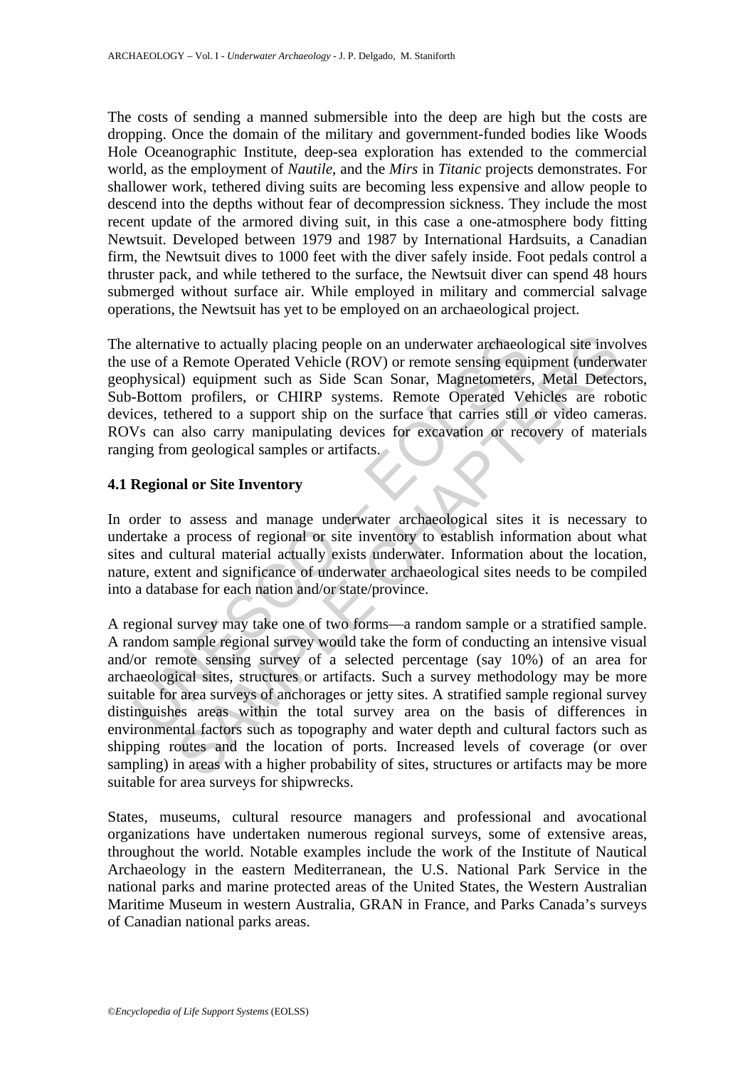The costs of sending a manned submersible into the deep are high but the costs are dropping. Once the domain of the military and government-funded bodies like Woods Hole Oceanographic Institute, deep-sea exploration has extended to the commercial world, as the employment of *Nautile*, and the *Mirs* in *Titanic* projects demonstrates. For shallower work, tethered diving suits are becoming less expensive and allow people to descend into the depths without fear of decompression sickness. They include the most recent update of the armored diving suit, in this case a one-atmosphere body fitting Newtsuit. Developed between 1979 and 1987 by International Hardsuits, a Canadian firm, the Newtsuit dives to 1000 feet with the diver safely inside. Foot pedals control a thruster pack, and while tethered to the surface, the Newtsuit diver can spend 48 hours submerged without surface air. While employed in military and commercial salvage operations, the Newtsuit has yet to be employed on an archaeological project.

The alternative to actually placing people on an underwater archaeological site involves the use of a Remote Operated Vehicle (ROV) or remote sensing equipment (underwater geophysical) equipment such as Side Scan Sonar, Magnetometers, Metal Detectors, Sub-Bottom profilers, or CHIRP systems. Remote Operated Vehicles are robotic devices, tethered to a support ship on the surface that carries still or video cameras. ROVs can also carry manipulating devices for excavation or recovery of materials ranging from geological samples or artifacts.

### 4.1 Regional or Site Inventory

In order to assess and manage underwater archaeological sites it is necessary to undertake a process of regional or site inventory to establish information about what sites and cultural material actually exists underwater. Information about the location, nature, extent and significance of underwater archaeological sites needs to be compiled into a database for each nation and/or state/province.

A regional survey may take one of two forms—a random sample or a stratified sample. A random sample regional survey would take the form of conducting an intensive visual and/or remote sensing survey of a selected percentage (say 10%) of an area for archaeological sites, structures or artifacts. Such a survey methodology may be more suitable for area surveys of anchorages or jetty sites. A stratified sample regional survey distinguishes areas within the total survey area on the basis of differences in environmental factors such as topography and water depth and cultural factors such as shipping routes and the location of ports. Increased levels of coverage (or over sampling) in areas with a higher probability of sites, structures or artifacts may be more suitable for area surveys for shipwrecks.

States, museums, cultural resource managers and professional and avocational organizations have undertaken numerous regional surveys, some of extensive areas, throughout the world. Notable examples include the work of the Institute of Nautical Archaeology in the eastern Mediterranean, the U.S. National Park Service in the national parks and marine protected areas of the United States, the Western Australian Maritime Museum in western Australia, GRAN in France, and Parks Canada's surveys of Canadian national parks areas.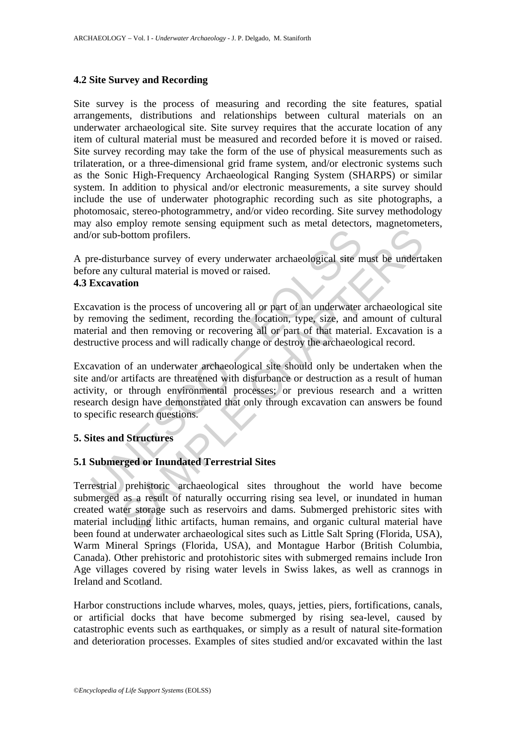### 4.2 Site Survey and Recording

Site survey is the process of measuring and recording the site features, spatial arrangements, distributions and relationships between cultural materials on an underwater archaeological site. Site survey requires that the accurate location of any item of cultural material must be measured and recorded before it is moved or raised. Site survey recording may take the form of the use of physical measurements such as trilateration, or a three-dimensional grid frame system, and/or electronic systems such as the Sonic High-Frequency Archaeological Ranging System (SHARPS) or similar system. In addition to physical and/or electronic measurements, a site survey should include the use of underwater photographic recording such as site photographs, a photomosaic, stereo-photogrammetry, and/or video recording. Site survey methodology may also employ remote sensing equipment such as metal detectors, magnetometers, and/or sub-bottom profilers.

A pre-disturbance survey of every underwater archaeological site must be undertaken before any cultural material is moved or raised.

### 4.3 Excavation

Excavation is the process of uncovering all or part of an underwater archaeological site by removing the sediment, recording the location, type, size, and amount of cultural material and then removing or recovering all or part of that material. Excavation is a destructive process and will radically change or destroy the archaeological record.

Excavation of an underwater archaeological site should only be undertaken when the site and/or artifacts are threatened with disturbance or destruction as a result of human activity, or through environmental processes; or previous research and a written research design have demonstrated that only through excavation can answers be found to specific research questions.

## 5. Sites and Structures

### 5.1 Submerged or Inundated Terrestrial Sites

Terrestrial prehistoric archaeological sites throughout the world have become submerged as a result of naturally occurring rising sea level, or inundated in human created water storage such as reservoirs and dams. Submerged prehistoric sites with material including lithic artifacts, human remains, and organic cultural material have been found at underwater archaeological sites such as Little Salt Spring (Florida, USA), Warm Mineral Springs (Florida, USA), and Montague Harbor (British Columbia, Canada). Other prehistoric and protohistoric sites with submerged remains include Iron Age villages covered by rising water levels in Swiss lakes, as well as crannogs in Ireland and Scotland.

Harbor constructions include wharves, moles, quays, jetties, piers, fortifications, canals, or artificial docks that have become submerged by rising sea-level, caused by catastrophic events such as earthquakes, or simply as a result of natural site-formation and deterioration processes. Examples of sites studied and/or excavated within the last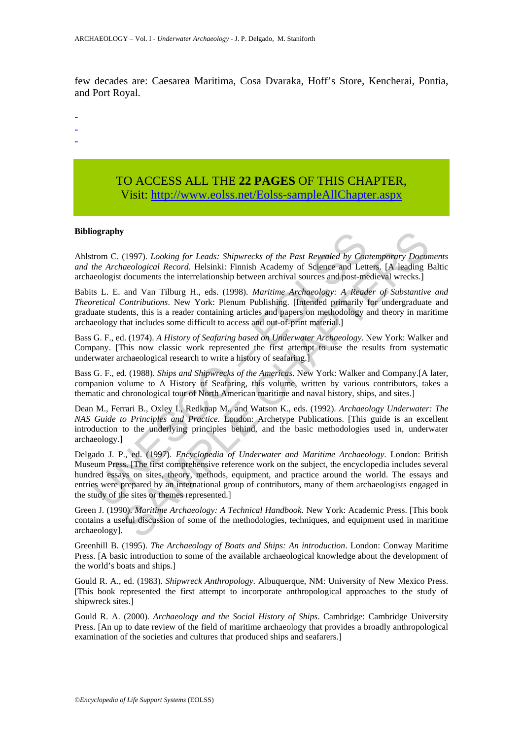few decades are: Caesarea Maritima, Cosa Dvaraka, Hoff's Store, Kencherai, Pontia, and Port Royal.

-
-
-

TO ACCESS ALL THE **22 PAGES** OF THIS CHAPTER,
Visit: http://www.eolss.net/Eolss-sampleAllChapter.aspx

**Bibliography**

Ahlstrom C. (1997). *Looking for Leads: Shipwrecks of the Past Revealed by Contemporary Documents and the Archaeological Record.* Helsinki: Finnish Academy of Science and Letters. [A leading Baltic archaeologist documents the interrelationship between archival sources and post-medieval wrecks.]

Babits L. E. and Van Tilburg H., eds. (1998). *Maritime Archaeology: A Reader of Substantive and Theoretical Contributions*. New York: Plenum Publishing. [Intended primarily for undergraduate and graduate students, this is a reader containing articles and papers on methodology and theory in maritime archaeology that includes some difficult to access and out-of-print material.]

Bass G. F., ed. (1974). *A History of Seafaring based on Underwater Archaeology.* New York: Walker and Company. [This now classic work represented the first attempt to use the results from systematic underwater archaeological research to write a history of seafaring.]

Bass G. F., ed. (1988). *Ships and Shipwrecks of the Americas.* New York: Walker and Company.[A later, companion volume to A History of Seafaring, this volume, written by various contributors, takes a thematic and chronological tour of North American maritime and naval history, ships, and sites.]

Dean M., Ferrari B., Oxley I., Redknap M., and Watson K., eds. (1992). *Archaeology Underwater: The NAS Guide to Principles and Practice.* London: Archetype Publications. [This guide is an excellent introduction to the underlying principles behind, and the basic methodologies used in, underwater archaeology.]

Delgado J. P., ed. (1997). *Encyclopedia of Underwater and Maritime Archaeology*. London: British Museum Press. [The first comprehensive reference work on the subject, the encyclopedia includes several hundred essays on sites, theory, methods, equipment, and practice around the world. The essays and entries were prepared by an international group of contributors, many of them archaeologists engaged in the study of the sites or themes represented.]

Green J. (1990). *Maritime Archaeology: A Technical Handbook*. New York: Academic Press. [This book contains a useful discussion of some of the methodologies, techniques, and equipment used in maritime archaeology].

Greenhill B. (1995). *The Archaeology of Boats and Ships: An introduction*. London: Conway Maritime Press. [A basic introduction to some of the available archaeological knowledge about the development of the world's boats and ships.]

Gould R. A., ed. (1983). *Shipwreck Anthropology*. Albuquerque, NM: University of New Mexico Press. [This book represented the first attempt to incorporate anthropological approaches to the study of shipwreck sites.]

Gould R. A. (2000). *Archaeology and the Social History of Ships*. Cambridge: Cambridge University Press. [An up to date review of the field of maritime archaeology that provides a broadly anthropological examination of the societies and cultures that produced ships and seafarers.]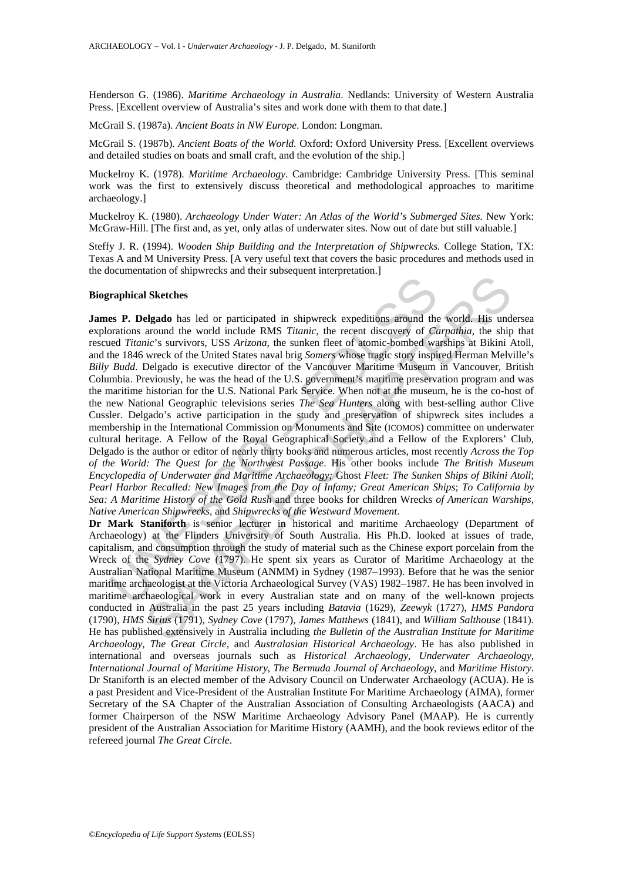Henderson G. (1986). *Maritime Archaeology in Australia*. Nedlands: University of Western Australia Press. [Excellent overview of Australia's sites and work done with them to that date.]

McGrail S. (1987a). *Ancient Boats in NW Europe*. London: Longman.

McGrail S. (1987b). *Ancient Boats of the World.* Oxford: Oxford University Press. [Excellent overviews and detailed studies on boats and small craft, and the evolution of the ship.]

Muckelroy K. (1978). *Maritime Archaeology*. Cambridge: Cambridge University Press. [This seminal work was the first to extensively discuss theoretical and methodological approaches to maritime archaeology.]

Muckelroy K. (1980). *Archaeology Under Water: An Atlas of the World's Submerged Sites.* New York: McGraw-Hill. [The first and, as yet, only atlas of underwater sites. Now out of date but still valuable.]

Steffy J. R. (1994). *Wooden Ship Building and the Interpretation of Shipwrecks.* College Station, TX: Texas A and M University Press. [A very useful text that covers the basic procedures and methods used in the documentation of shipwrecks and their subsequent interpretation.]

**Biographical Sketches**

**James P. Delgado** has led or participated in shipwreck expeditions around the world. His undersea explorations around the world include RMS *Titanic*, the recent discovery of *Carpathia*, the ship that rescued *Titanic*'s survivors, USS *Arizona*, the sunken fleet of atomic-bombed warships at Bikini Atoll, and the 1846 wreck of the United States naval brig *Somers* whose tragic story inspired Herman Melville's *Billy Budd*. Delgado is executive director of the Vancouver Maritime Museum in Vancouver, British Columbia. Previously, he was the head of the U.S. government's maritime preservation program and was the maritime historian for the U.S. National Park Service. When not at the museum, he is the co-host of the new National Geographic televisions series *The Sea Hunters* along with best-selling author Clive Cussler. Delgado's active participation in the study and preservation of shipwreck sites includes a membership in the International Commission on Monuments and Site (ICOMOS) committee on underwater cultural heritage. A Fellow of the Royal Geographical Society and a Fellow of the Explorers' Club, Delgado is the author or editor of nearly thirty books and numerous articles, most recently *Across the Top of the World: The Quest for the Northwest Passage*. His other books include *The British Museum Encyclopedia of Underwater and Maritime Archaeology;* Ghost *Fleet: The Sunken Ships of Bikini Atoll*; *Pearl Harbor Recalled: New Images from the Day of Infamy; Great American Ships*; *To California by Sea: A Maritime History of the Gold Rush* and three books for children Wrecks *of American Warships, Native American Shipwrecks*, and *Shipwrecks of the Westward Movement*.

**Dr Mark Staniforth** is senior lecturer in historical and maritime Archaeology (Department of Archaeology) at the Flinders University of South Australia. His Ph.D. looked at issues of trade, capitalism, and consumption through the study of material such as the Chinese export porcelain from the Wreck of the *Sydney Cove* (1797). He spent six years as Curator of Maritime Archaeology at the Australian National Maritime Museum (ANMM) in Sydney (1987–1993). Before that he was the senior maritime archaeologist at the Victoria Archaeological Survey (VAS) 1982–1987. He has been involved in maritime archaeological work in every Australian state and on many of the well-known projects conducted in Australia in the past 25 years including *Batavia* (1629), *Zeewyk* (1727), *HMS Pandora* (1790), *HMS Sirius* (1791), *Sydney Cove* (1797), *James Matthews* (1841), and *William Salthouse* (1841). He has published extensively in Australia including *the Bulletin of the Australian Institute for Maritime Archaeology*, *The Great Circle*, and *Australasian Historical Archaeology*. He has also published in international and overseas journals such as *Historical Archaeology*, *Underwater Archaeology*, *International Journal of Maritime History*, *The Bermuda Journal of Archaeology*, and *Maritime History*. Dr Staniforth is an elected member of the Advisory Council on Underwater Archaeology (ACUA). He is a past President and Vice-President of the Australian Institute For Maritime Archaeology (AIMA), former Secretary of the SA Chapter of the Australian Association of Consulting Archaeologists (AACA) and former Chairperson of the NSW Maritime Archaeology Advisory Panel (MAAP). He is currently president of the Australian Association for Maritime History (AAMH), and the book reviews editor of the refereed journal *The Great Circle*.